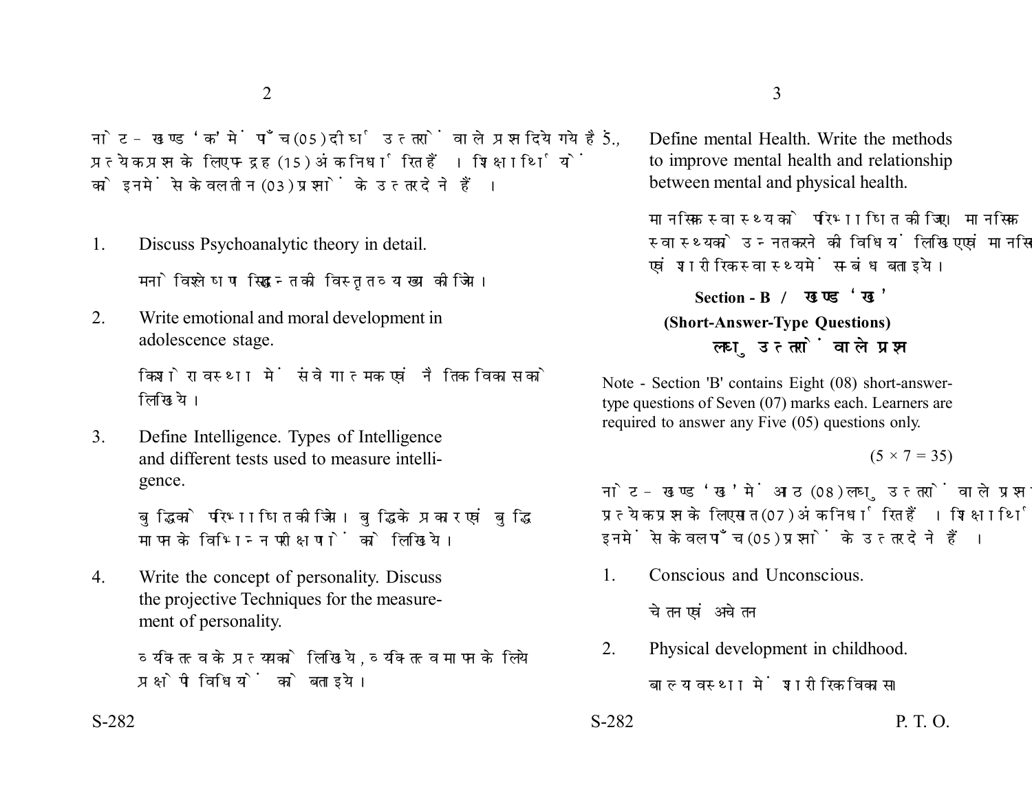नोट - खण्ड 'क' में पाँच (05) दीर्घ उत्तरों वाले प्रश्न दिये गये हैं, प्रत्येक प्रश्न के लिए पन्द्रह (15) अंक निर्धारित हैं। शिक्षार्थियों को इनमें से केवल तीन (03) प्रश्नों के उत्तर देने हैं।

1. Discuss Psychoanalytic theory in detail.

   मनोविश्लेषण सिद्धान्त की विस्तृत व्याख्या कीजिये।

2. Write emotional and moral development in adolescence stage.

   किशोरावस्था में संवेगात्मक एवं नैतिक विकास को लिखिये।

3. Define Intelligence. Types of Intelligence and different tests used to measure intelligence.

   बुद्धि को परिभाषित कीजिये। बुद्धि के प्रकार एवं बुद्धि मापन के विभिन्न परीक्षणों को लिखिये।

4. Write the concept of personality. Discuss the projective Techniques for the measurement of personality.

   व्यक्तित्व के प्रत्यय को लिखिये, व्यक्तित्व मापन के लिये प्रक्षेपी विधियों को बताइये।

5. Define mental Health. Write the methods to improve mental health and relationship between mental and physical health.

   मानसिक स्वास्थ्य को परिभाषित कीजिए। मानसिक स्वास्थ्य को उन्नत करने की विधियाँ लिखिए एवं मानसिक एवं शारीरिक स्वास्थ्य में सम्बंध बताइये।

## Section - B / खण्ड 'ख'

### (Short-Answer-Type Questions)

### लघु उत्तरों वाले प्रश्न

Note - Section 'B' contains Eight (08) short-answer-type questions of Seven (07) marks each. Learners are required to answer any Five (05) questions only.

(5 × 7 = 35)

नोट - खण्ड 'ख' में आठ (08) लघु उत्तरों वाले प्रश्न दिये गये हैं, प्रत्येक प्रश्न के लिए सात (07) अंक निर्धारित हैं। शिक्षार्थियों को इनमें से केवल पाँच (05) प्रश्नों के उत्तर देने हैं।

1. Conscious and Unconscious.

   चेतन एवं अचेतन

2. Physical development in childhood.

   बाल्यवस्था में शारीरिक विकास।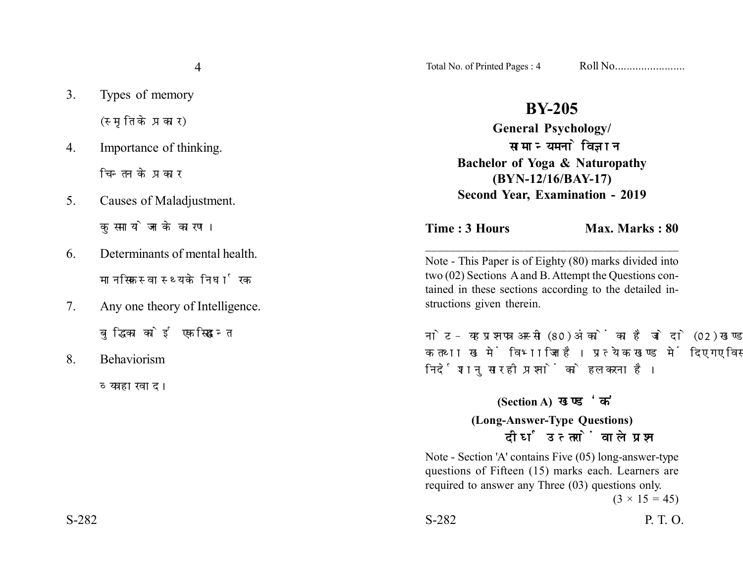3. Types of memory

(स्मृति के प्रकार)

4. Importance of thinking.

चिन्तन के प्रकार

5. Causes of Maladjustment.

कुसमायोजन के कारण।

6. Determinants of mental health.

मानसिक स्वास्थ्य के निर्धारक

7. Any one theory of Intelligence.

बुद्धि का कोई एक सिद्धान्त

8. Behaviorism

व्यवहारवाद।

S-282

Total No. of Printed Pages : 4 Roll No.......................

# BY-205

## General Psychology/ सामान्य मनोविज्ञान

**Bachelor of Yoga & Naturopathy (BYN-12/16/BAY-17)**

**Second Year, Examination - 2019**

**Time : 3 Hours** **Max. Marks : 80**

---

Note - This Paper is of Eighty (80) marks divided into two (02) Sections A and B. Attempt the Questions contained in these sections according to the detailed instructions given therein.

नोट - यह प्रश्नपत्र अस्सी (80) अंकों का है जो दो (02) खण्डों क तथा ख में विभाजित है। प्रत्येक खण्ड में दिए गए विस्तृत निर्देशानुसार ही प्रश्नों को हल करना है।

### (Section A) खण्ड 'क'

### (Long-Answer-Type Questions) दीर्घ उत्तरों वाले प्रश्न

Note - Section 'A' contains Five (05) long-answer-type questions of Fifteen (15) marks each. Learners are required to answer any Three (03) questions only.

$(3 \times 15 = 45)$

S-282 P. T. O.